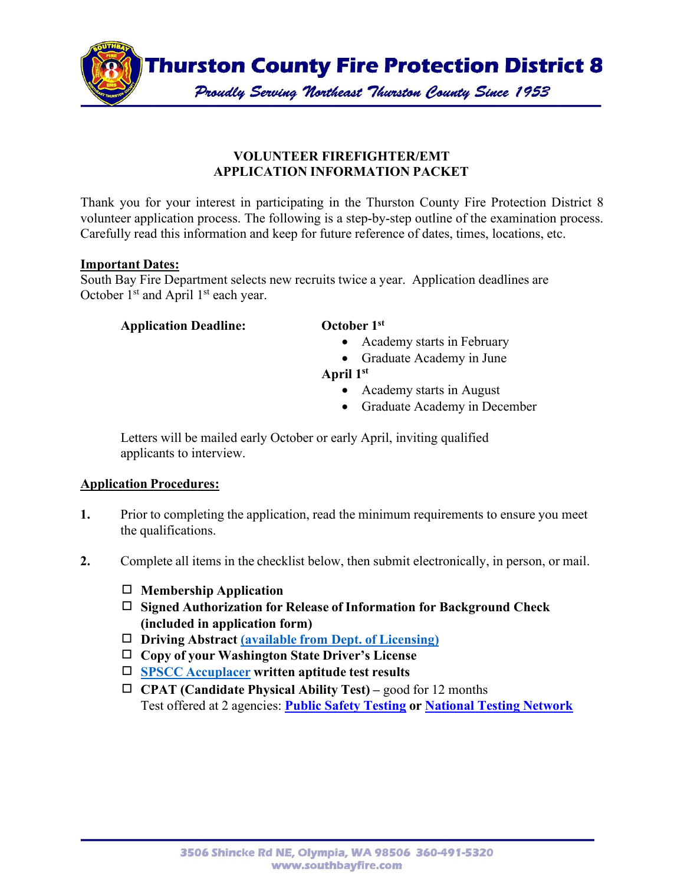# Thurston County Fire Protection District 8

*Proudly Serving Northeast Thurston County Since 1953*

## VOLUNTEER FIREFIGHTER/EMT
## APPLICATION INFORMATION PACKET

Thank you for your interest in participating in the Thurston County Fire Protection District 8 volunteer application process. The following is a step-by-step outline of the examination process. Carefully read this information and keep for future reference of dates, times, locations, etc.

**Important Dates:**

South Bay Fire Department selects new recruits twice a year. Application deadlines are October 1st and April 1st each year.

**Application Deadline:**

**October 1st**

- Academy starts in February
- Graduate Academy in June

**April 1st**

- Academy starts in August
- Graduate Academy in December

Letters will be mailed early October or early April, inviting qualified applicants to interview.

**Application Procedures:**

1. Prior to completing the application, read the minimum requirements to ensure you meet the qualifications.

2. Complete all items in the checklist below, then submit electronically, in person, or mail.

   - ☐ **Membership Application**
   - ☐ **Signed Authorization for Release of Information for Background Check (included in application form)**
   - ☐ **Driving Abstract (available from Dept. of Licensing)**
   - ☐ **Copy of your Washington State Driver's License**
   - ☐ **SPSCC Accuplacer written aptitude test results**
   - ☐ **CPAT (Candidate Physical Ability Test) –** good for 12 months  
     Test offered at 2 agencies: **Public Safety Testing or National Testing Network**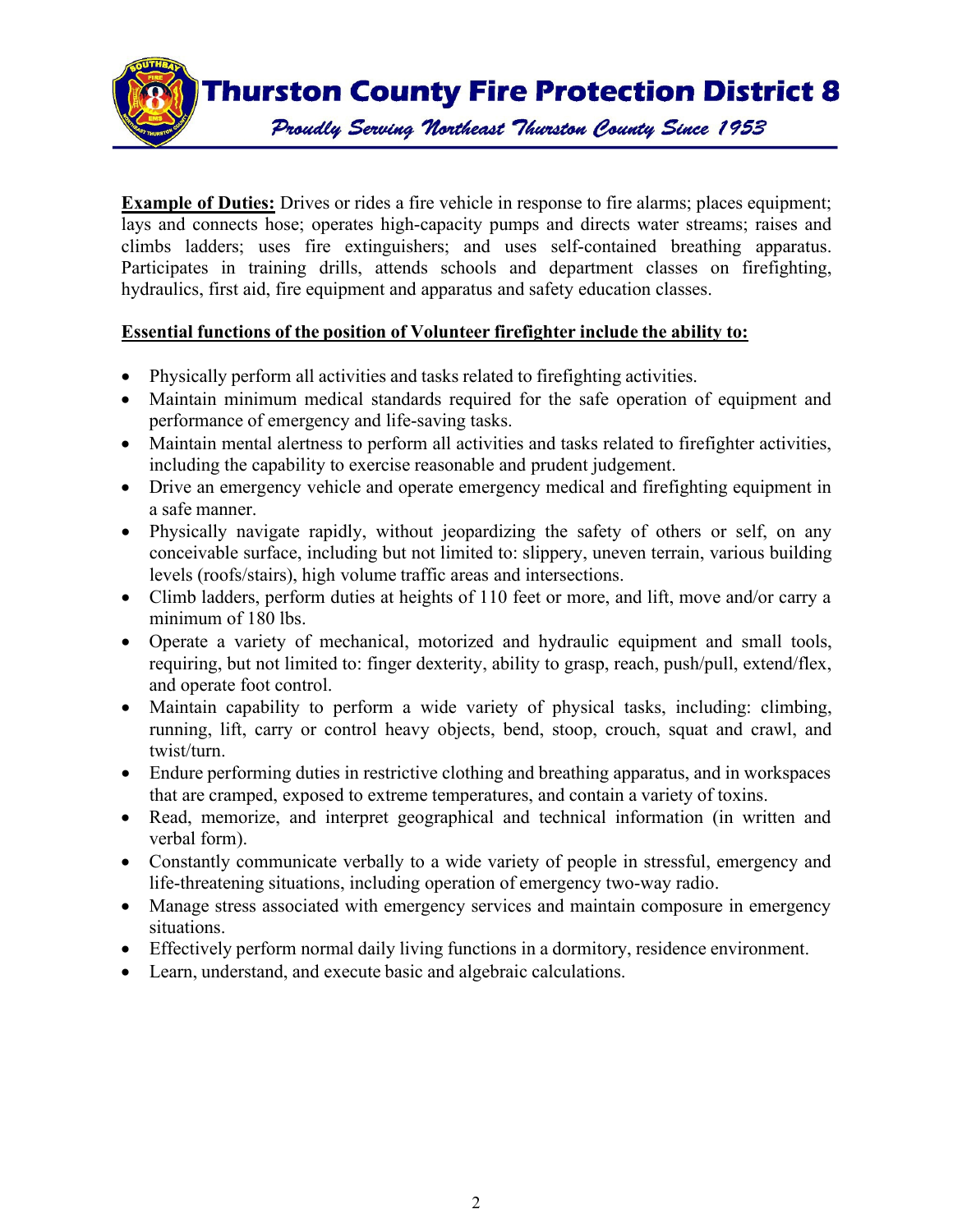**Example of Duties:** Drives or rides a fire vehicle in response to fire alarms; places equipment; lays and connects hose; operates high-capacity pumps and directs water streams; raises and climbs ladders; uses fire extinguishers; and uses self-contained breathing apparatus. Participates in training drills, attends schools and department classes on firefighting, hydraulics, first aid, fire equipment and apparatus and safety education classes.

**Essential functions of the position of Volunteer firefighter include the ability to:**

- Physically perform all activities and tasks related to firefighting activities.
- Maintain minimum medical standards required for the safe operation of equipment and performance of emergency and life-saving tasks.
- Maintain mental alertness to perform all activities and tasks related to firefighter activities, including the capability to exercise reasonable and prudent judgement.
- Drive an emergency vehicle and operate emergency medical and firefighting equipment in a safe manner.
- Physically navigate rapidly, without jeopardizing the safety of others or self, on any conceivable surface, including but not limited to: slippery, uneven terrain, various building levels (roofs/stairs), high volume traffic areas and intersections.
- Climb ladders, perform duties at heights of 110 feet or more, and lift, move and/or carry a minimum of 180 lbs.
- Operate a variety of mechanical, motorized and hydraulic equipment and small tools, requiring, but not limited to: finger dexterity, ability to grasp, reach, push/pull, extend/flex, and operate foot control.
- Maintain capability to perform a wide variety of physical tasks, including: climbing, running, lift, carry or control heavy objects, bend, stoop, crouch, squat and crawl, and twist/turn.
- Endure performing duties in restrictive clothing and breathing apparatus, and in workspaces that are cramped, exposed to extreme temperatures, and contain a variety of toxins.
- Read, memorize, and interpret geographical and technical information (in written and verbal form).
- Constantly communicate verbally to a wide variety of people in stressful, emergency and life-threatening situations, including operation of emergency two-way radio.
- Manage stress associated with emergency services and maintain composure in emergency situations.
- Effectively perform normal daily living functions in a dormitory, residence environment.
- Learn, understand, and execute basic and algebraic calculations.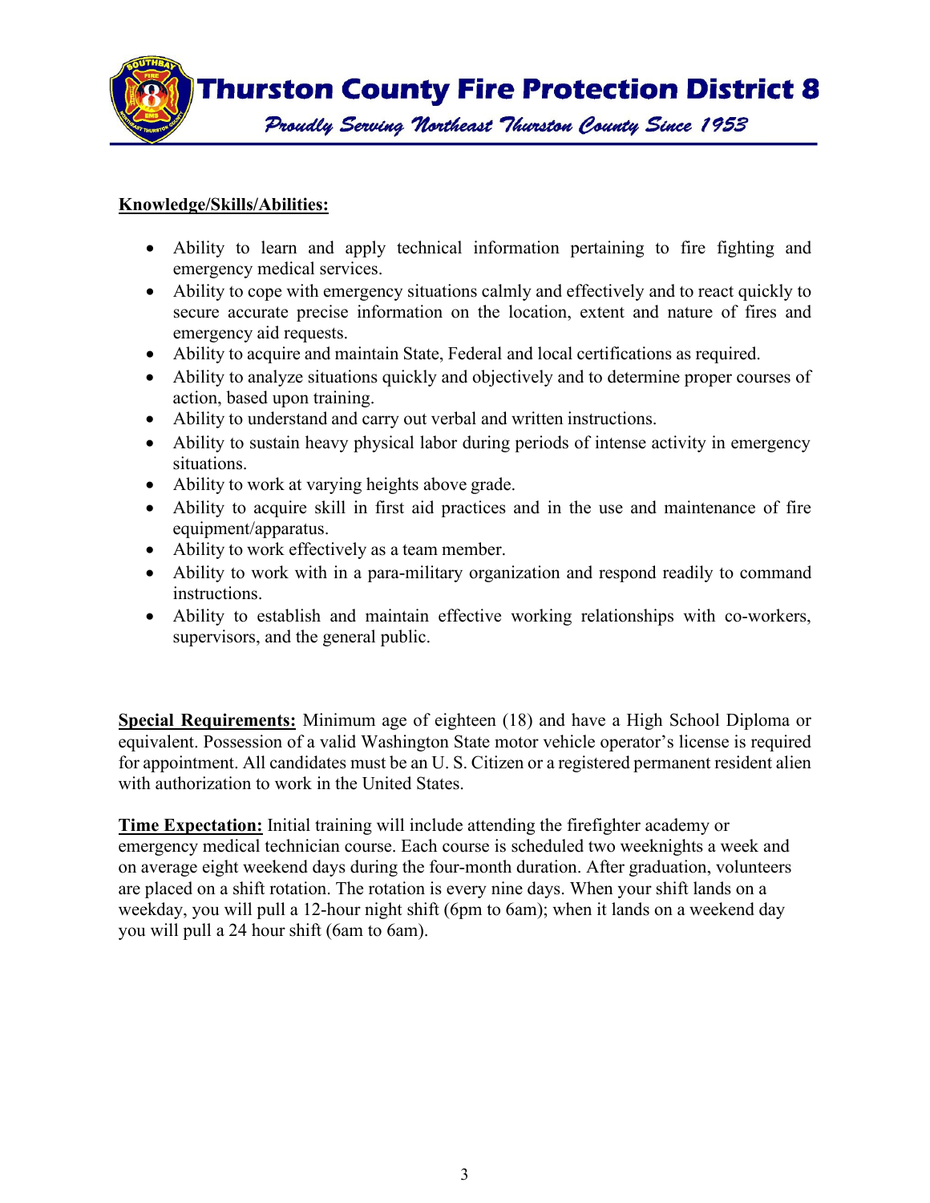**Knowledge/Skills/Abilities:**

- Ability to learn and apply technical information pertaining to fire fighting and emergency medical services.
- Ability to cope with emergency situations calmly and effectively and to react quickly to secure accurate precise information on the location, extent and nature of fires and emergency aid requests.
- Ability to acquire and maintain State, Federal and local certifications as required.
- Ability to analyze situations quickly and objectively and to determine proper courses of action, based upon training.
- Ability to understand and carry out verbal and written instructions.
- Ability to sustain heavy physical labor during periods of intense activity in emergency situations.
- Ability to work at varying heights above grade.
- Ability to acquire skill in first aid practices and in the use and maintenance of fire equipment/apparatus.
- Ability to work effectively as a team member.
- Ability to work with in a para-military organization and respond readily to command instructions.
- Ability to establish and maintain effective working relationships with co-workers, supervisors, and the general public.

**Special Requirements:** Minimum age of eighteen (18) and have a High School Diploma or equivalent. Possession of a valid Washington State motor vehicle operator's license is required for appointment. All candidates must be an U. S. Citizen or a registered permanent resident alien with authorization to work in the United States.

**Time Expectation:** Initial training will include attending the firefighter academy or emergency medical technician course. Each course is scheduled two weeknights a week and on average eight weekend days during the four-month duration. After graduation, volunteers are placed on a shift rotation. The rotation is every nine days. When your shift lands on a weekday, you will pull a 12-hour night shift (6pm to 6am); when it lands on a weekend day you will pull a 24 hour shift (6am to 6am).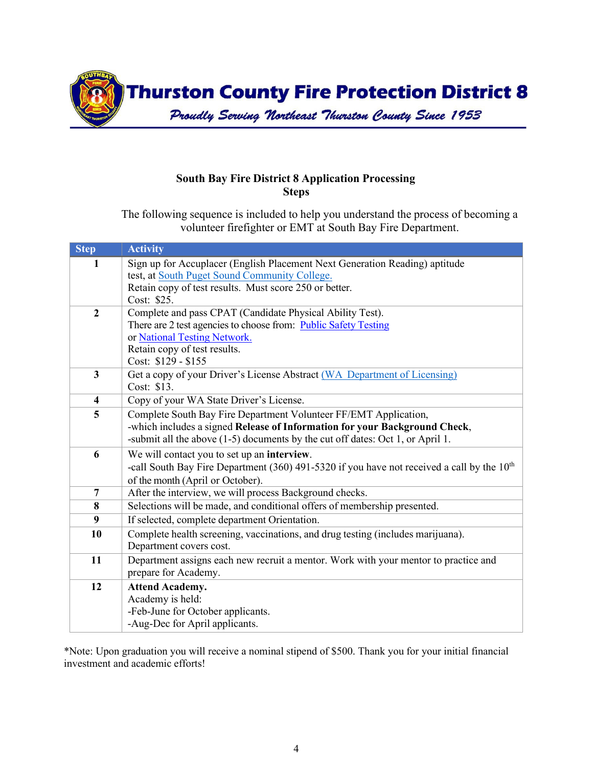# Thurston County Fire Protection District 8

*Proudly Serving Northeast Thurston County Since 1953*

## South Bay Fire District 8 Application Processing Steps

The following sequence is included to help you understand the process of becoming a volunteer firefighter or EMT at South Bay Fire Department.

| Step | Activity |
|---|---|
| **1** | Sign up for Accuplacer (English Placement Next Generation Reading) aptitude test, at South Puget Sound Community College.<br>Retain copy of test results. Must score 250 or better.<br>Cost: $25. |
| **2** | Complete and pass CPAT (Candidate Physical Ability Test).<br>There are 2 test agencies to choose from: Public Safety Testing or National Testing Network.<br>Retain copy of test results.<br>Cost: $129 - $155 |
| **3** | Get a copy of your Driver's License Abstract (WA Department of Licensing)<br>Cost: $13. |
| **4** | Copy of your WA State Driver's License. |
| **5** | Complete South Bay Fire Department Volunteer FF/EMT Application,<br>-which includes a signed **Release of Information for your Background Check**,<br>-submit all the above (1-5) documents by the cut off dates: Oct 1, or April 1. |
| **6** | We will contact you to set up an **interview**.<br>-call South Bay Fire Department (360) 491-5320 if you have not received a call by the 10th of the month (April or October). |
| **7** | After the interview, we will process Background checks. |
| **8** | Selections will be made, and conditional offers of membership presented. |
| **9** | If selected, complete department Orientation. |
| **10** | Complete health screening, vaccinations, and drug testing (includes marijuana).<br>Department covers cost. |
| **11** | Department assigns each new recruit a mentor. Work with your mentor to practice and prepare for Academy. |
| **12** | **Attend Academy.**<br>Academy is held:<br>-Feb-June for October applicants.<br>-Aug-Dec for April applicants. |

*Note: Upon graduation you will receive a nominal stipend of $500. Thank you for your initial financial investment and academic efforts!